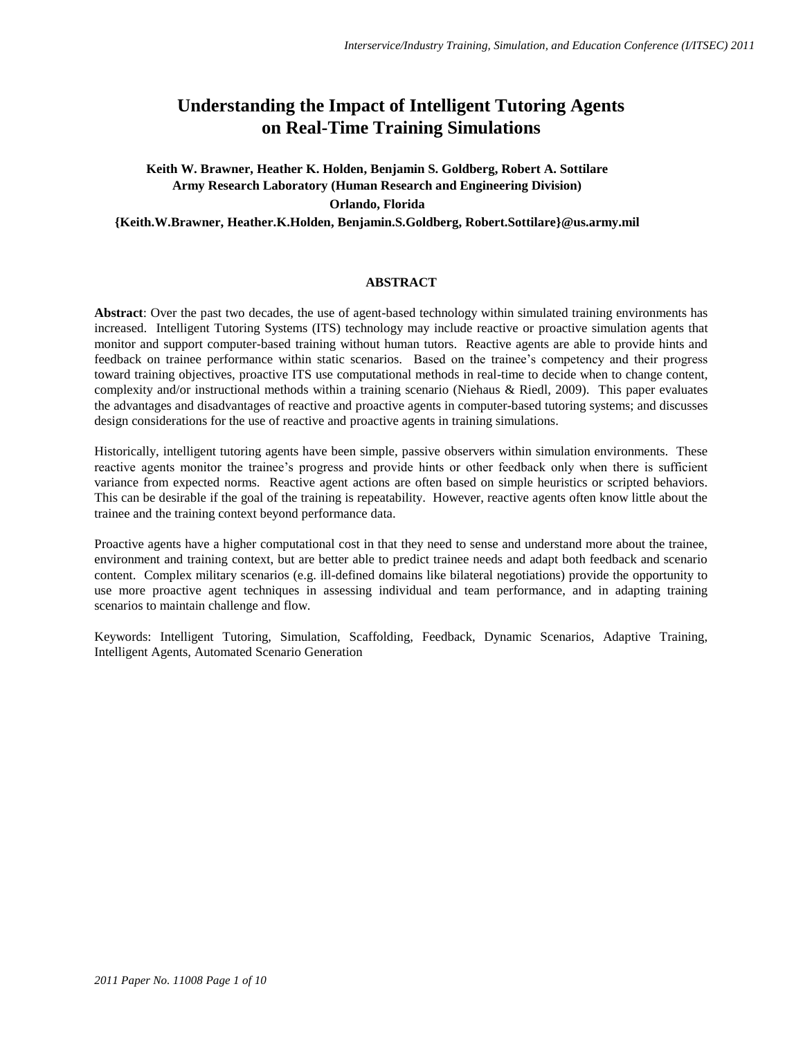# Understanding the Impact of Intelligent Tutoring Agents on Real-Time Training Simulations

**Keith W. Brawner, Heather K. Holden, Benjamin S. Goldberg, Robert A. Sottilare**
**Army Research Laboratory (Human Research and Engineering Division)**
**Orlando, Florida**
**{Keith.W.Brawner, Heather.K.Holden, Benjamin.S.Goldberg, Robert.Sottilare}@us.army.mil**

## ABSTRACT

**Abstract**: Over the past two decades, the use of agent-based technology within simulated training environments has increased. Intelligent Tutoring Systems (ITS) technology may include reactive or proactive simulation agents that monitor and support computer-based training without human tutors. Reactive agents are able to provide hints and feedback on trainee performance within static scenarios. Based on the trainee's competency and their progress toward training objectives, proactive ITS use computational methods in real-time to decide when to change content, complexity and/or instructional methods within a training scenario (Niehaus & Riedl, 2009). This paper evaluates the advantages and disadvantages of reactive and proactive agents in computer-based tutoring systems; and discusses design considerations for the use of reactive and proactive agents in training simulations.

Historically, intelligent tutoring agents have been simple, passive observers within simulation environments. These reactive agents monitor the trainee's progress and provide hints or other feedback only when there is sufficient variance from expected norms. Reactive agent actions are often based on simple heuristics or scripted behaviors. This can be desirable if the goal of the training is repeatability. However, reactive agents often know little about the trainee and the training context beyond performance data.

Proactive agents have a higher computational cost in that they need to sense and understand more about the trainee, environment and training context, but are better able to predict trainee needs and adapt both feedback and scenario content. Complex military scenarios (e.g. ill-defined domains like bilateral negotiations) provide the opportunity to use more proactive agent techniques in assessing individual and team performance, and in adapting training scenarios to maintain challenge and flow.

Keywords: Intelligent Tutoring, Simulation, Scaffolding, Feedback, Dynamic Scenarios, Adaptive Training, Intelligent Agents, Automated Scenario Generation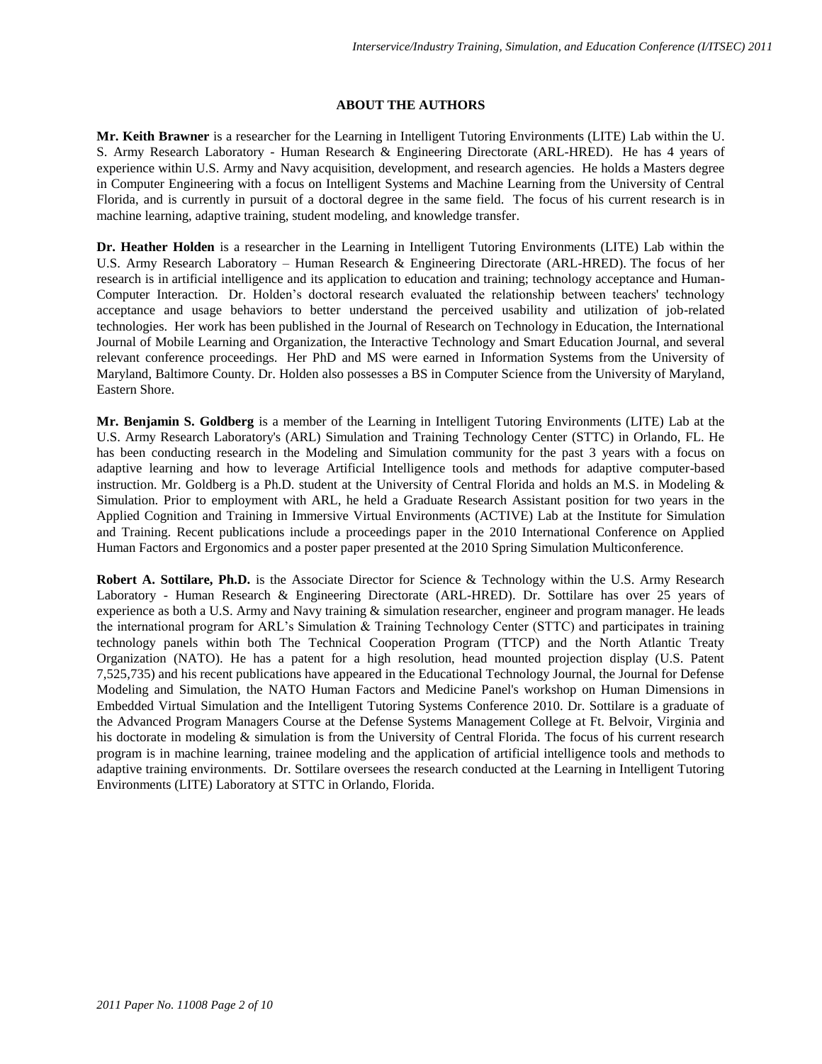## ABOUT THE AUTHORS

**Mr. Keith Brawner** is a researcher for the Learning in Intelligent Tutoring Environments (LITE) Lab within the U. S. Army Research Laboratory - Human Research & Engineering Directorate (ARL-HRED). He has 4 years of experience within U.S. Army and Navy acquisition, development, and research agencies. He holds a Masters degree in Computer Engineering with a focus on Intelligent Systems and Machine Learning from the University of Central Florida, and is currently in pursuit of a doctoral degree in the same field. The focus of his current research is in machine learning, adaptive training, student modeling, and knowledge transfer.

**Dr. Heather Holden** is a researcher in the Learning in Intelligent Tutoring Environments (LITE) Lab within the U.S. Army Research Laboratory – Human Research & Engineering Directorate (ARL-HRED). The focus of her research is in artificial intelligence and its application to education and training; technology acceptance and Human-Computer Interaction. Dr. Holden's doctoral research evaluated the relationship between teachers' technology acceptance and usage behaviors to better understand the perceived usability and utilization of job-related technologies. Her work has been published in the Journal of Research on Technology in Education, the International Journal of Mobile Learning and Organization, the Interactive Technology and Smart Education Journal, and several relevant conference proceedings. Her PhD and MS were earned in Information Systems from the University of Maryland, Baltimore County. Dr. Holden also possesses a BS in Computer Science from the University of Maryland, Eastern Shore.

**Mr. Benjamin S. Goldberg** is a member of the Learning in Intelligent Tutoring Environments (LITE) Lab at the U.S. Army Research Laboratory's (ARL) Simulation and Training Technology Center (STTC) in Orlando, FL. He has been conducting research in the Modeling and Simulation community for the past 3 years with a focus on adaptive learning and how to leverage Artificial Intelligence tools and methods for adaptive computer-based instruction. Mr. Goldberg is a Ph.D. student at the University of Central Florida and holds an M.S. in Modeling & Simulation. Prior to employment with ARL, he held a Graduate Research Assistant position for two years in the Applied Cognition and Training in Immersive Virtual Environments (ACTIVE) Lab at the Institute for Simulation and Training. Recent publications include a proceedings paper in the 2010 International Conference on Applied Human Factors and Ergonomics and a poster paper presented at the 2010 Spring Simulation Multiconference.

**Robert A. Sottilare, Ph.D.** is the Associate Director for Science & Technology within the U.S. Army Research Laboratory - Human Research & Engineering Directorate (ARL-HRED). Dr. Sottilare has over 25 years of experience as both a U.S. Army and Navy training & simulation researcher, engineer and program manager. He leads the international program for ARL's Simulation & Training Technology Center (STTC) and participates in training technology panels within both The Technical Cooperation Program (TTCP) and the North Atlantic Treaty Organization (NATO). He has a patent for a high resolution, head mounted projection display (U.S. Patent 7,525,735) and his recent publications have appeared in the Educational Technology Journal, the Journal for Defense Modeling and Simulation, the NATO Human Factors and Medicine Panel's workshop on Human Dimensions in Embedded Virtual Simulation and the Intelligent Tutoring Systems Conference 2010. Dr. Sottilare is a graduate of the Advanced Program Managers Course at the Defense Systems Management College at Ft. Belvoir, Virginia and his doctorate in modeling & simulation is from the University of Central Florida. The focus of his current research program is in machine learning, trainee modeling and the application of artificial intelligence tools and methods to adaptive training environments. Dr. Sottilare oversees the research conducted at the Learning in Intelligent Tutoring Environments (LITE) Laboratory at STTC in Orlando, Florida.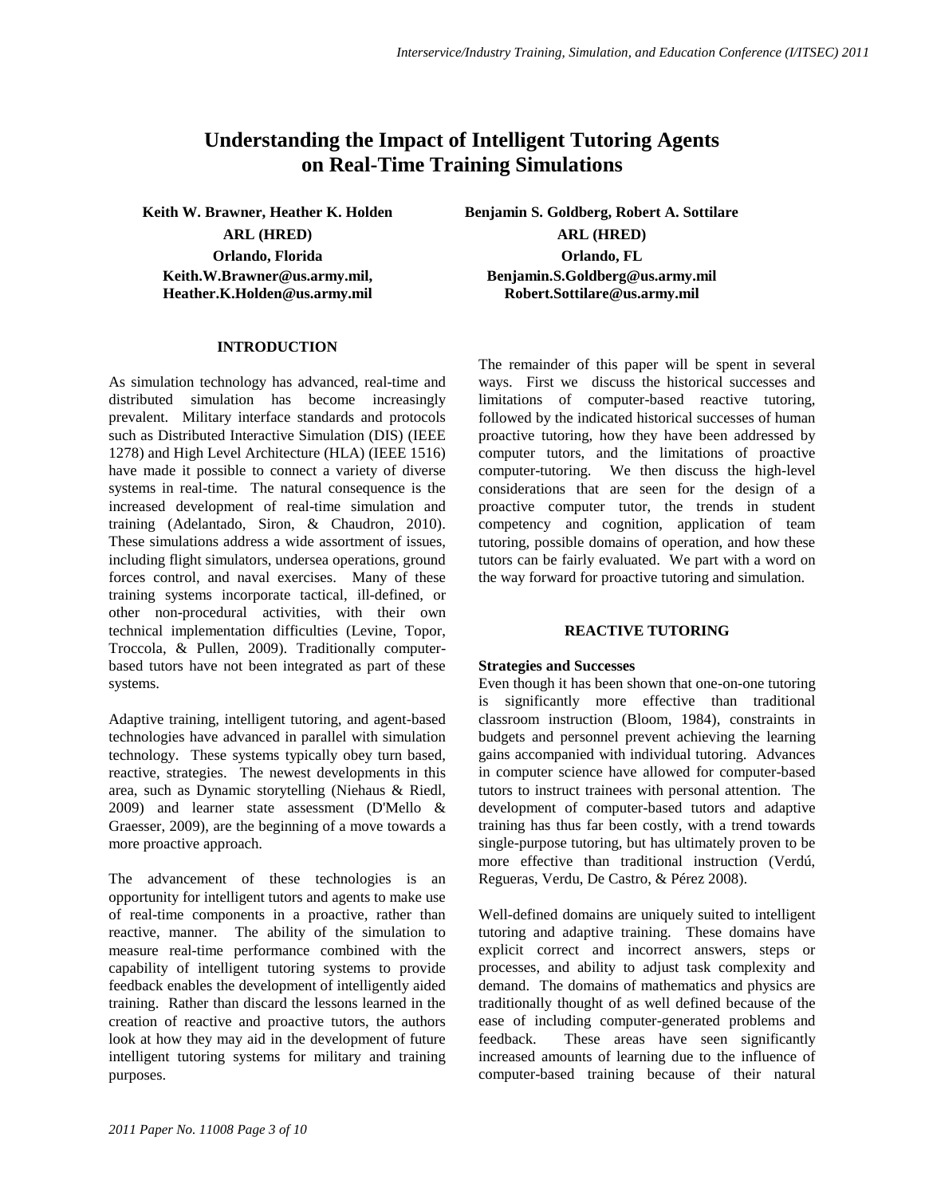# Understanding the Impact of Intelligent Tutoring Agents on Real-Time Training Simulations

**Keith W. Brawner, Heather K. Holden**
**ARL (HRED)**
**Orlando, Florida**
**Keith.W.Brawner@us.army.mil, Heather.K.Holden@us.army.mil**

**Benjamin S. Goldberg, Robert A. Sottilare**
**ARL (HRED)**
**Orlando, FL**
**Benjamin.S.Goldberg@us.army.mil**
**Robert.Sottilare@us.army.mil**

## INTRODUCTION

As simulation technology has advanced, real-time and distributed simulation has become increasingly prevalent. Military interface standards and protocols such as Distributed Interactive Simulation (DIS) (IEEE 1278) and High Level Architecture (HLA) (IEEE 1516) have made it possible to connect a variety of diverse systems in real-time. The natural consequence is the increased development of real-time simulation and training (Adelantado, Siron, & Chaudron, 2010). These simulations address a wide assortment of issues, including flight simulators, undersea operations, ground forces control, and naval exercises. Many of these training systems incorporate tactical, ill-defined, or other non-procedural activities, with their own technical implementation difficulties (Levine, Topor, Troccola, & Pullen, 2009). Traditionally computer-based tutors have not been integrated as part of these systems.

Adaptive training, intelligent tutoring, and agent-based technologies have advanced in parallel with simulation technology. These systems typically obey turn based, reactive, strategies. The newest developments in this area, such as Dynamic storytelling (Niehaus & Riedl, 2009) and learner state assessment (D'Mello & Graesser, 2009), are the beginning of a move towards a more proactive approach.

The advancement of these technologies is an opportunity for intelligent tutors and agents to make use of real-time components in a proactive, rather than reactive, manner. The ability of the simulation to measure real-time performance combined with the capability of intelligent tutoring systems to provide feedback enables the development of intelligently aided training. Rather than discard the lessons learned in the creation of reactive and proactive tutors, the authors look at how they may aid in the development of future intelligent tutoring systems for military and training purposes.

The remainder of this paper will be spent in several ways. First we discuss the historical successes and limitations of computer-based reactive tutoring, followed by the indicated historical successes of human proactive tutoring, how they have been addressed by computer tutors, and the limitations of proactive computer-tutoring. We then discuss the high-level considerations that are seen for the design of a proactive computer tutor, the trends in student competency and cognition, application of team tutoring, possible domains of operation, and how these tutors can be fairly evaluated. We part with a word on the way forward for proactive tutoring and simulation.

## REACTIVE TUTORING

### Strategies and Successes

Even though it has been shown that one-on-one tutoring is significantly more effective than traditional classroom instruction (Bloom, 1984), constraints in budgets and personnel prevent achieving the learning gains accompanied with individual tutoring. Advances in computer science have allowed for computer-based tutors to instruct trainees with personal attention. The development of computer-based tutors and adaptive training has thus far been costly, with a trend towards single-purpose tutoring, but has ultimately proven to be more effective than traditional instruction (Verdú, Regueras, Verdu, De Castro, & Pérez 2008).

Well-defined domains are uniquely suited to intelligent tutoring and adaptive training. These domains have explicit correct and incorrect answers, steps or processes, and ability to adjust task complexity and demand. The domains of mathematics and physics are traditionally thought of as well defined because of the ease of including computer-generated problems and feedback. These areas have seen significantly increased amounts of learning due to the influence of computer-based training because of their natural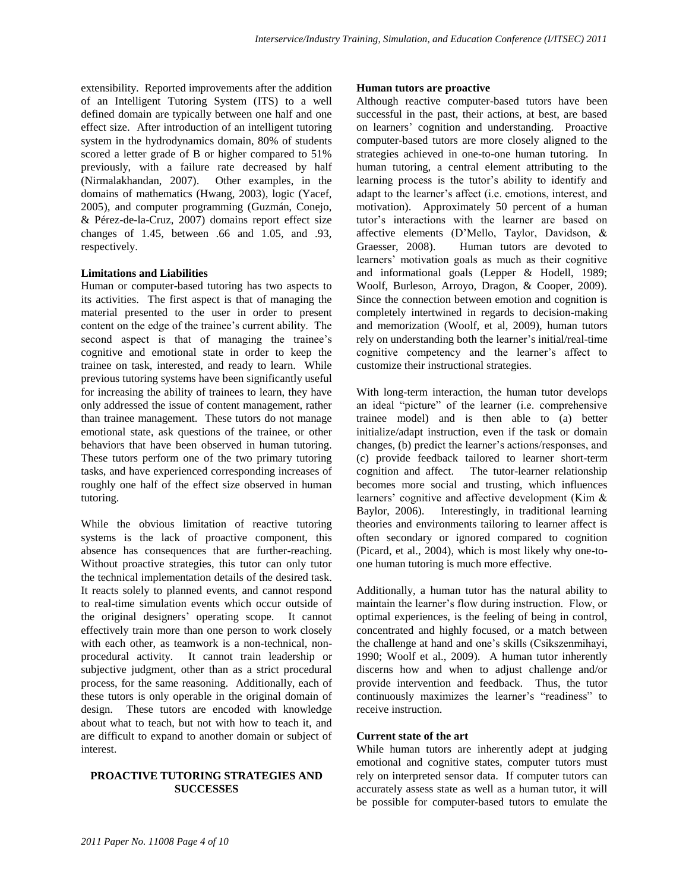extensibility. Reported improvements after the addition of an Intelligent Tutoring System (ITS) to a well defined domain are typically between one half and one effect size. After introduction of an intelligent tutoring system in the hydrodynamics domain, 80% of students scored a letter grade of B or higher compared to 51% previously, with a failure rate decreased by half (Nirmalakhandan, 2007). Other examples, in the domains of mathematics (Hwang, 2003), logic (Yacef, 2005), and computer programming (Guzmán, Conejo, & Pérez-de-la-Cruz, 2007) domains report effect size changes of 1.45, between .66 and 1.05, and .93, respectively.

**Limitations and Liabilities**

Human or computer-based tutoring has two aspects to its activities. The first aspect is that of managing the material presented to the user in order to present content on the edge of the trainee's current ability. The second aspect is that of managing the trainee's cognitive and emotional state in order to keep the trainee on task, interested, and ready to learn. While previous tutoring systems have been significantly useful for increasing the ability of trainees to learn, they have only addressed the issue of content management, rather than trainee management. These tutors do not manage emotional state, ask questions of the trainee, or other behaviors that have been observed in human tutoring. These tutors perform one of the two primary tutoring tasks, and have experienced corresponding increases of roughly one half of the effect size observed in human tutoring.

While the obvious limitation of reactive tutoring systems is the lack of proactive component, this absence has consequences that are further-reaching. Without proactive strategies, this tutor can only tutor the technical implementation details of the desired task. It reacts solely to planned events, and cannot respond to real-time simulation events which occur outside of the original designers' operating scope. It cannot effectively train more than one person to work closely with each other, as teamwork is a non-technical, non-procedural activity. It cannot train leadership or subjective judgment, other than as a strict procedural process, for the same reasoning. Additionally, each of these tutors is only operable in the original domain of design. These tutors are encoded with knowledge about what to teach, but not with how to teach it, and are difficult to expand to another domain or subject of interest.

## PROACTIVE TUTORING STRATEGIES AND SUCCESSES

**Human tutors are proactive**

Although reactive computer-based tutors have been successful in the past, their actions, at best, are based on learners' cognition and understanding. Proactive computer-based tutors are more closely aligned to the strategies achieved in one-to-one human tutoring. In human tutoring, a central element attributing to the learning process is the tutor's ability to identify and adapt to the learner's affect (i.e. emotions, interest, and motivation). Approximately 50 percent of a human tutor's interactions with the learner are based on affective elements (D'Mello, Taylor, Davidson, & Graesser, 2008). Human tutors are devoted to learners' motivation goals as much as their cognitive and informational goals (Lepper & Hodell, 1989; Woolf, Burleson, Arroyo, Dragon, & Cooper, 2009). Since the connection between emotion and cognition is completely intertwined in regards to decision-making and memorization (Woolf, et al, 2009), human tutors rely on understanding both the learner's initial/real-time cognitive competency and the learner's affect to customize their instructional strategies.

With long-term interaction, the human tutor develops an ideal "picture" of the learner (i.e. comprehensive trainee model) and is then able to (a) better initialize/adapt instruction, even if the task or domain changes, (b) predict the learner's actions/responses, and (c) provide feedback tailored to learner short-term cognition and affect. The tutor-learner relationship becomes more social and trusting, which influences learners' cognitive and affective development (Kim & Baylor, 2006). Interestingly, in traditional learning theories and environments tailoring to learner affect is often secondary or ignored compared to cognition (Picard, et al., 2004), which is most likely why one-to-one human tutoring is much more effective.

Additionally, a human tutor has the natural ability to maintain the learner's flow during instruction. Flow, or optimal experiences, is the feeling of being in control, concentrated and highly focused, or a match between the challenge at hand and one's skills (Csikszenmihayi, 1990; Woolf et al., 2009). A human tutor inherently discerns how and when to adjust challenge and/or provide intervention and feedback. Thus, the tutor continuously maximizes the learner's "readiness" to receive instruction.

**Current state of the art**

While human tutors are inherently adept at judging emotional and cognitive states, computer tutors must rely on interpreted sensor data. If computer tutors can accurately assess state as well as a human tutor, it will be possible for computer-based tutors to emulate the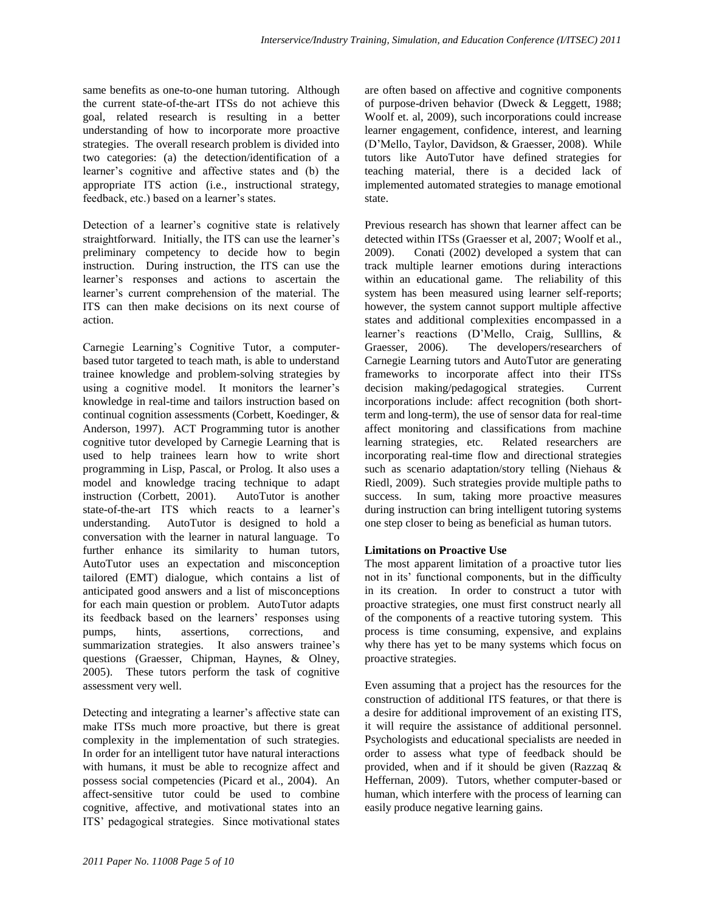same benefits as one-to-one human tutoring. Although the current state-of-the-art ITSs do not achieve this goal, related research is resulting in a better understanding of how to incorporate more proactive strategies. The overall research problem is divided into two categories: (a) the detection/identification of a learner's cognitive and affective states and (b) the appropriate ITS action (i.e., instructional strategy, feedback, etc.) based on a learner's states.

Detection of a learner's cognitive state is relatively straightforward. Initially, the ITS can use the learner's preliminary competency to decide how to begin instruction. During instruction, the ITS can use the learner's responses and actions to ascertain the learner's current comprehension of the material. The ITS can then make decisions on its next course of action.

Carnegie Learning's Cognitive Tutor, a computer-based tutor targeted to teach math, is able to understand trainee knowledge and problem-solving strategies by using a cognitive model. It monitors the learner's knowledge in real-time and tailors instruction based on continual cognition assessments (Corbett, Koedinger, & Anderson, 1997). ACT Programming tutor is another cognitive tutor developed by Carnegie Learning that is used to help trainees learn how to write short programming in Lisp, Pascal, or Prolog. It also uses a model and knowledge tracing technique to adapt instruction (Corbett, 2001). AutoTutor is another state-of-the-art ITS which reacts to a learner's understanding. AutoTutor is designed to hold a conversation with the learner in natural language. To further enhance its similarity to human tutors, AutoTutor uses an expectation and misconception tailored (EMT) dialogue, which contains a list of anticipated good answers and a list of misconceptions for each main question or problem. AutoTutor adapts its feedback based on the learners' responses using pumps, hints, assertions, corrections, and summarization strategies. It also answers trainee's questions (Graesser, Chipman, Haynes, & Olney, 2005). These tutors perform the task of cognitive assessment very well.

Detecting and integrating a learner's affective state can make ITSs much more proactive, but there is great complexity in the implementation of such strategies. In order for an intelligent tutor have natural interactions with humans, it must be able to recognize affect and possess social competencies (Picard et al., 2004). An affect-sensitive tutor could be used to combine cognitive, affective, and motivational states into an ITS' pedagogical strategies. Since motivational states are often based on affective and cognitive components of purpose-driven behavior (Dweck & Leggett, 1988; Woolf et. al, 2009), such incorporations could increase learner engagement, confidence, interest, and learning (D'Mello, Taylor, Davidson, & Graesser, 2008). While tutors like AutoTutor have defined strategies for teaching material, there is a decided lack of implemented automated strategies to manage emotional state.

Previous research has shown that learner affect can be detected within ITSs (Graesser et al, 2007; Woolf et al., 2009). Conati (2002) developed a system that can track multiple learner emotions during interactions within an educational game. The reliability of this system has been measured using learner self-reports; however, the system cannot support multiple affective states and additional complexities encompassed in a learner's reactions (D'Mello, Craig, Sulllins, & Graesser, 2006). The developers/researchers of Carnegie Learning tutors and AutoTutor are generating frameworks to incorporate affect into their ITSs decision making/pedagogical strategies. Current incorporations include: affect recognition (both short-term and long-term), the use of sensor data for real-time affect monitoring and classifications from machine learning strategies, etc. Related researchers are incorporating real-time flow and directional strategies such as scenario adaptation/story telling (Niehaus & Riedl, 2009). Such strategies provide multiple paths to success. In sum, taking more proactive measures during instruction can bring intelligent tutoring systems one step closer to being as beneficial as human tutors.

**Limitations on Proactive Use**

The most apparent limitation of a proactive tutor lies not in its' functional components, but in the difficulty in its creation. In order to construct a tutor with proactive strategies, one must first construct nearly all of the components of a reactive tutoring system. This process is time consuming, expensive, and explains why there has yet to be many systems which focus on proactive strategies.

Even assuming that a project has the resources for the construction of additional ITS features, or that there is a desire for additional improvement of an existing ITS, it will require the assistance of additional personnel. Psychologists and educational specialists are needed in order to assess what type of feedback should be provided, when and if it should be given (Razzaq & Heffernan, 2009). Tutors, whether computer-based or human, which interfere with the process of learning can easily produce negative learning gains.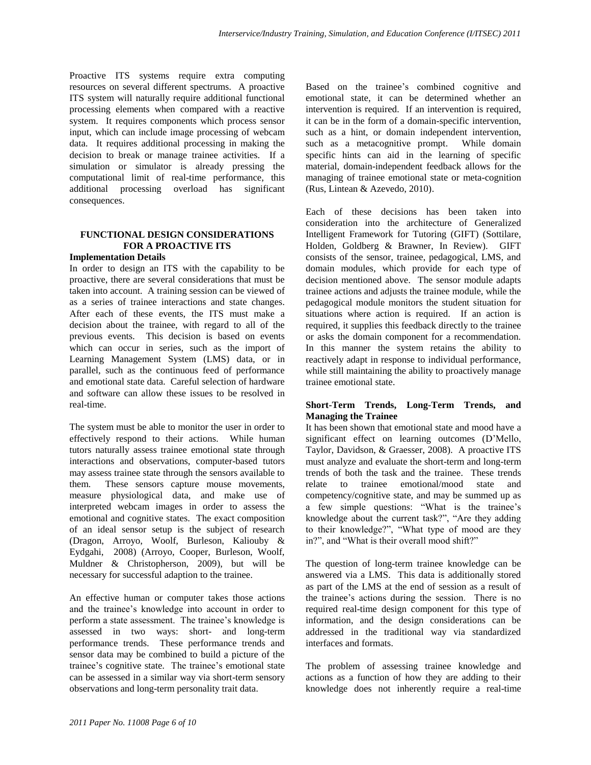Proactive ITS systems require extra computing resources on several different spectrums. A proactive ITS system will naturally require additional functional processing elements when compared with a reactive system. It requires components which process sensor input, which can include image processing of webcam data. It requires additional processing in making the decision to break or manage trainee activities. If a simulation or simulator is already pressing the computational limit of real-time performance, this additional processing overload has significant consequences.

## FUNCTIONAL DESIGN CONSIDERATIONS FOR A PROACTIVE ITS

### Implementation Details

In order to design an ITS with the capability to be proactive, there are several considerations that must be taken into account. A training session can be viewed of as a series of trainee interactions and state changes. After each of these events, the ITS must make a decision about the trainee, with regard to all of the previous events. This decision is based on events which can occur in series, such as the import of Learning Management System (LMS) data, or in parallel, such as the continuous feed of performance and emotional state data. Careful selection of hardware and software can allow these issues to be resolved in real-time.

The system must be able to monitor the user in order to effectively respond to their actions. While human tutors naturally assess trainee emotional state through interactions and observations, computer-based tutors may assess trainee state through the sensors available to them. These sensors capture mouse movements, measure physiological data, and make use of interpreted webcam images in order to assess the emotional and cognitive states. The exact composition of an ideal sensor setup is the subject of research (Dragon, Arroyo, Woolf, Burleson, Kaliouby & Eydgahi, 2008) (Arroyo, Cooper, Burleson, Woolf, Muldner & Christopherson, 2009), but will be necessary for successful adaption to the trainee.

An effective human or computer takes those actions and the trainee's knowledge into account in order to perform a state assessment. The trainee's knowledge is assessed in two ways: short- and long-term performance trends. These performance trends and sensor data may be combined to build a picture of the trainee's cognitive state. The trainee's emotional state can be assessed in a similar way via short-term sensory observations and long-term personality trait data.

Based on the trainee's combined cognitive and emotional state, it can be determined whether an intervention is required. If an intervention is required, it can be in the form of a domain-specific intervention, such as a hint, or domain independent intervention, such as a metacognitive prompt. While domain specific hints can aid in the learning of specific material, domain-independent feedback allows for the managing of trainee emotional state or meta-cognition (Rus, Lintean & Azevedo, 2010).

Each of these decisions has been taken into consideration into the architecture of Generalized Intelligent Framework for Tutoring (GIFT) (Sottilare, Holden, Goldberg & Brawner, In Review). GIFT consists of the sensor, trainee, pedagogical, LMS, and domain modules, which provide for each type of decision mentioned above. The sensor module adapts trainee actions and adjusts the trainee module, while the pedagogical module monitors the student situation for situations where action is required. If an action is required, it supplies this feedback directly to the trainee or asks the domain component for a recommendation. In this manner the system retains the ability to reactively adapt in response to individual performance, while still maintaining the ability to proactively manage trainee emotional state.

### Short-Term Trends, Long-Term Trends, and Managing the Trainee

It has been shown that emotional state and mood have a significant effect on learning outcomes (D'Mello, Taylor, Davidson, & Graesser, 2008). A proactive ITS must analyze and evaluate the short-term and long-term trends of both the task and the trainee. These trends relate to trainee emotional/mood state and competency/cognitive state, and may be summed up as a few simple questions: "What is the trainee's knowledge about the current task?", "Are they adding to their knowledge?", "What type of mood are they in?", and "What is their overall mood shift?"

The question of long-term trainee knowledge can be answered via a LMS. This data is additionally stored as part of the LMS at the end of session as a result of the trainee's actions during the session. There is no required real-time design component for this type of information, and the design considerations can be addressed in the traditional way via standardized interfaces and formats.

The problem of assessing trainee knowledge and actions as a function of how they are adding to their knowledge does not inherently require a real-time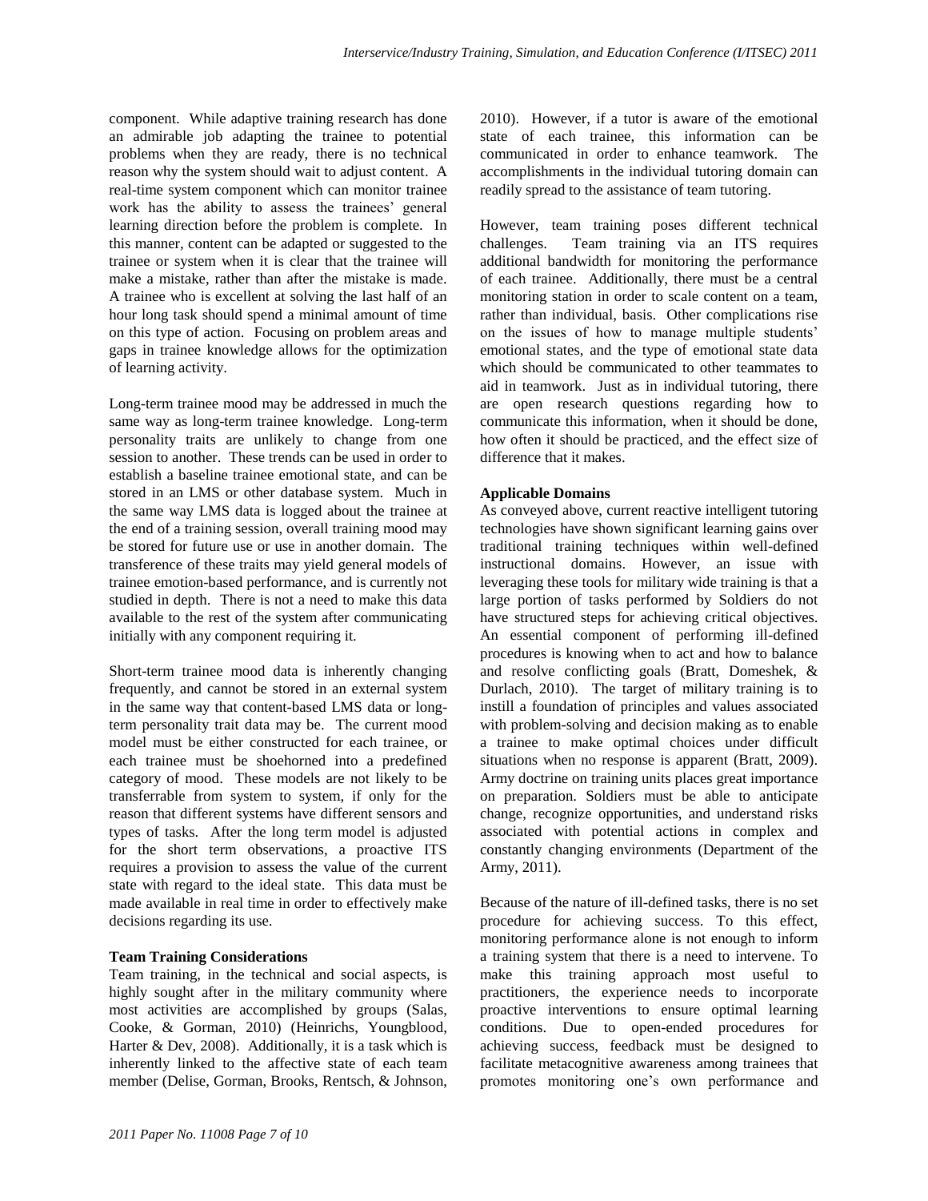component. While adaptive training research has done an admirable job adapting the trainee to potential problems when they are ready, there is no technical reason why the system should wait to adjust content. A real-time system component which can monitor trainee work has the ability to assess the trainees' general learning direction before the problem is complete. In this manner, content can be adapted or suggested to the trainee or system when it is clear that the trainee will make a mistake, rather than after the mistake is made. A trainee who is excellent at solving the last half of an hour long task should spend a minimal amount of time on this type of action. Focusing on problem areas and gaps in trainee knowledge allows for the optimization of learning activity.

Long-term trainee mood may be addressed in much the same way as long-term trainee knowledge. Long-term personality traits are unlikely to change from one session to another. These trends can be used in order to establish a baseline trainee emotional state, and can be stored in an LMS or other database system. Much in the same way LMS data is logged about the trainee at the end of a training session, overall training mood may be stored for future use or use in another domain. The transference of these traits may yield general models of trainee emotion-based performance, and is currently not studied in depth. There is not a need to make this data available to the rest of the system after communicating initially with any component requiring it.

Short-term trainee mood data is inherently changing frequently, and cannot be stored in an external system in the same way that content-based LMS data or long-term personality trait data may be. The current mood model must be either constructed for each trainee, or each trainee must be shoehorned into a predefined category of mood. These models are not likely to be transferrable from system to system, if only for the reason that different systems have different sensors and types of tasks. After the long term model is adjusted for the short term observations, a proactive ITS requires a provision to assess the value of the current state with regard to the ideal state. This data must be made available in real time in order to effectively make decisions regarding its use.

### Team Training Considerations

Team training, in the technical and social aspects, is highly sought after in the military community where most activities are accomplished by groups (Salas, Cooke, & Gorman, 2010) (Heinrichs, Youngblood, Harter & Dev, 2008). Additionally, it is a task which is inherently linked to the affective state of each team member (Delise, Gorman, Brooks, Rentsch, & Johnson, 2010). However, if a tutor is aware of the emotional state of each trainee, this information can be communicated in order to enhance teamwork. The accomplishments in the individual tutoring domain can readily spread to the assistance of team tutoring.

However, team training poses different technical challenges. Team training via an ITS requires additional bandwidth for monitoring the performance of each trainee. Additionally, there must be a central monitoring station in order to scale content on a team, rather than individual, basis. Other complications rise on the issues of how to manage multiple students' emotional states, and the type of emotional state data which should be communicated to other teammates to aid in teamwork. Just as in individual tutoring, there are open research questions regarding how to communicate this information, when it should be done, how often it should be practiced, and the effect size of difference that it makes.

### Applicable Domains

As conveyed above, current reactive intelligent tutoring technologies have shown significant learning gains over traditional training techniques within well-defined instructional domains. However, an issue with leveraging these tools for military wide training is that a large portion of tasks performed by Soldiers do not have structured steps for achieving critical objectives. An essential component of performing ill-defined procedures is knowing when to act and how to balance and resolve conflicting goals (Bratt, Domeshek, & Durlach, 2010). The target of military training is to instill a foundation of principles and values associated with problem-solving and decision making as to enable a trainee to make optimal choices under difficult situations when no response is apparent (Bratt, 2009). Army doctrine on training units places great importance on preparation. Soldiers must be able to anticipate change, recognize opportunities, and understand risks associated with potential actions in complex and constantly changing environments (Department of the Army, 2011).

Because of the nature of ill-defined tasks, there is no set procedure for achieving success. To this effect, monitoring performance alone is not enough to inform a training system that there is a need to intervene. To make this training approach most useful to practitioners, the experience needs to incorporate proactive interventions to ensure optimal learning conditions. Due to open-ended procedures for achieving success, feedback must be designed to facilitate metacognitive awareness among trainees that promotes monitoring one's own performance and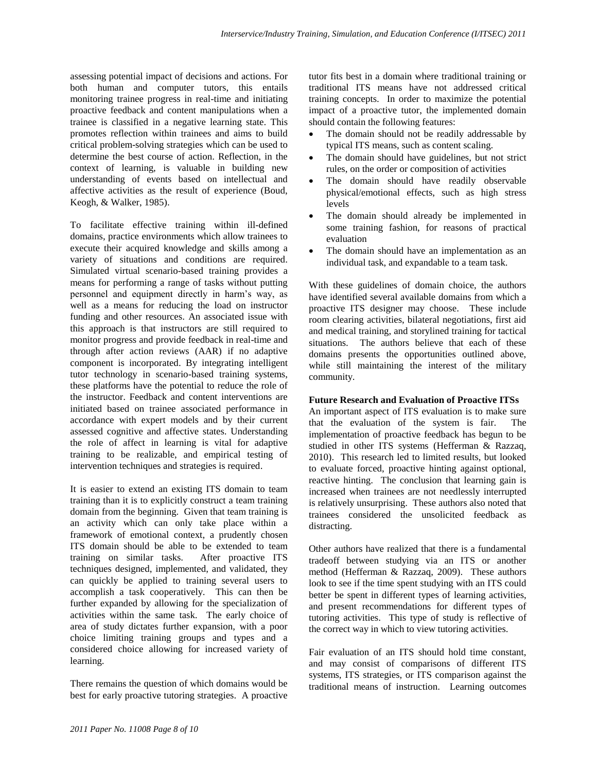assessing potential impact of decisions and actions. For both human and computer tutors, this entails monitoring trainee progress in real-time and initiating proactive feedback and content manipulations when a trainee is classified in a negative learning state. This promotes reflection within trainees and aims to build critical problem-solving strategies which can be used to determine the best course of action. Reflection, in the context of learning, is valuable in building new understanding of events based on intellectual and affective activities as the result of experience (Boud, Keogh, & Walker, 1985).

To facilitate effective training within ill-defined domains, practice environments which allow trainees to execute their acquired knowledge and skills among a variety of situations and conditions are required. Simulated virtual scenario-based training provides a means for performing a range of tasks without putting personnel and equipment directly in harm's way, as well as a means for reducing the load on instructor funding and other resources. An associated issue with this approach is that instructors are still required to monitor progress and provide feedback in real-time and through after action reviews (AAR) if no adaptive component is incorporated. By integrating intelligent tutor technology in scenario-based training systems, these platforms have the potential to reduce the role of the instructor. Feedback and content interventions are initiated based on trainee associated performance in accordance with expert models and by their current assessed cognitive and affective states. Understanding the role of affect in learning is vital for adaptive training to be realizable, and empirical testing of intervention techniques and strategies is required.

It is easier to extend an existing ITS domain to team training than it is to explicitly construct a team training domain from the beginning. Given that team training is an activity which can only take place within a framework of emotional context, a prudently chosen ITS domain should be able to be extended to team training on similar tasks. After proactive ITS techniques designed, implemented, and validated, they can quickly be applied to training several users to accomplish a task cooperatively. This can then be further expanded by allowing for the specialization of activities within the same task. The early choice of area of study dictates further expansion, with a poor choice limiting training groups and types and a considered choice allowing for increased variety of learning.

There remains the question of which domains would be best for early proactive tutoring strategies. A proactive tutor fits best in a domain where traditional training or traditional ITS means have not addressed critical training concepts. In order to maximize the potential impact of a proactive tutor, the implemented domain should contain the following features:

- The domain should not be readily addressable by typical ITS means, such as content scaling.
- The domain should have guidelines, but not strict rules, on the order or composition of activities
- The domain should have readily observable physical/emotional effects, such as high stress levels
- The domain should already be implemented in some training fashion, for reasons of practical evaluation
- The domain should have an implementation as an individual task, and expandable to a team task.

With these guidelines of domain choice, the authors have identified several available domains from which a proactive ITS designer may choose. These include room clearing activities, bilateral negotiations, first aid and medical training, and storylined training for tactical situations. The authors believe that each of these domains presents the opportunities outlined above, while still maintaining the interest of the military community.

**Future Research and Evaluation of Proactive ITSs**

An important aspect of ITS evaluation is to make sure that the evaluation of the system is fair. The implementation of proactive feedback has begun to be studied in other ITS systems (Hefferman & Razzaq, 2010). This research led to limited results, but looked to evaluate forced, proactive hinting against optional, reactive hinting. The conclusion that learning gain is increased when trainees are not needlessly interrupted is relatively unsurprising. These authors also noted that trainees considered the unsolicited feedback as distracting.

Other authors have realized that there is a fundamental tradeoff between studying via an ITS or another method (Hefferman & Razzaq, 2009). These authors look to see if the time spent studying with an ITS could better be spent in different types of learning activities, and present recommendations for different types of tutoring activities. This type of study is reflective of the correct way in which to view tutoring activities.

Fair evaluation of an ITS should hold time constant, and may consist of comparisons of different ITS systems, ITS strategies, or ITS comparison against the traditional means of instruction. Learning outcomes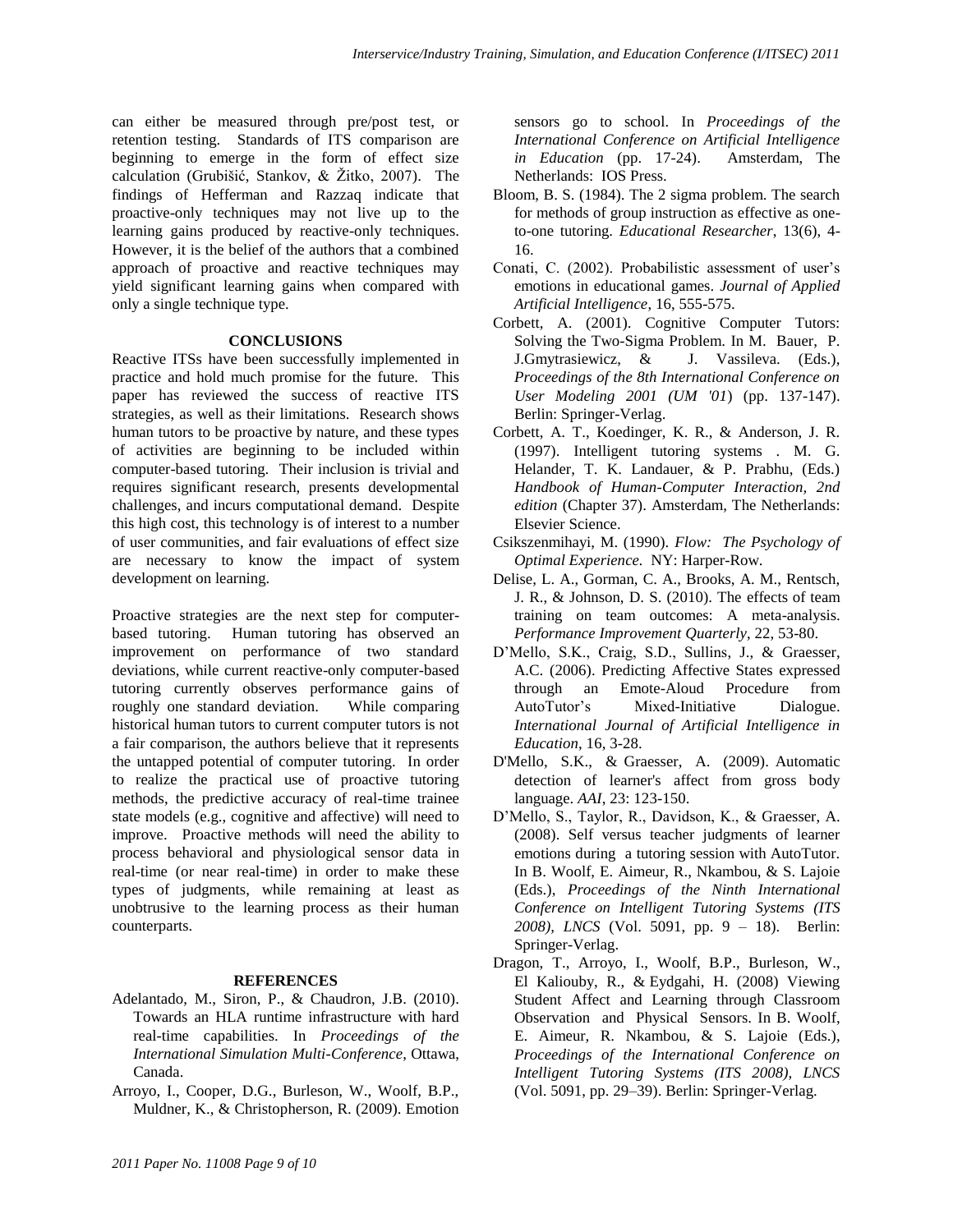can either be measured through pre/post test, or retention testing. Standards of ITS comparison are beginning to emerge in the form of effect size calculation (Grubišić, Stankov, & Žitko, 2007). The findings of Hefferman and Razzaq indicate that proactive-only techniques may not live up to the learning gains produced by reactive-only techniques. However, it is the belief of the authors that a combined approach of proactive and reactive techniques may yield significant learning gains when compared with only a single technique type.

## CONCLUSIONS

Reactive ITSs have been successfully implemented in practice and hold much promise for the future. This paper has reviewed the success of reactive ITS strategies, as well as their limitations. Research shows human tutors to be proactive by nature, and these types of activities are beginning to be included within computer-based tutoring. Their inclusion is trivial and requires significant research, presents developmental challenges, and incurs computational demand. Despite this high cost, this technology is of interest to a number of user communities, and fair evaluations of effect size are necessary to know the impact of system development on learning.

Proactive strategies are the next step for computer-based tutoring. Human tutoring has observed an improvement on performance of two standard deviations, while current reactive-only computer-based tutoring currently observes performance gains of roughly one standard deviation. While comparing historical human tutors to current computer tutors is not a fair comparison, the authors believe that it represents the untapped potential of computer tutoring. In order to realize the practical use of proactive tutoring methods, the predictive accuracy of real-time trainee state models (e.g., cognitive and affective) will need to improve. Proactive methods will need the ability to process behavioral and physiological sensor data in real-time (or near real-time) in order to make these types of judgments, while remaining at least as unobtrusive to the learning process as their human counterparts.

## REFERENCES

Adelantado, M., Siron, P., & Chaudron, J.B. (2010). Towards an HLA runtime infrastructure with hard real-time capabilities. In *Proceedings of the International Simulation Multi-Conference*, Ottawa, Canada.

Arroyo, I., Cooper, D.G., Burleson, W., Woolf, B.P., Muldner, K., & Christopherson, R. (2009). Emotion sensors go to school. In *Proceedings of the International Conference on Artificial Intelligence in Education* (pp. 17-24). Amsterdam, The Netherlands: IOS Press.

Bloom, B. S. (1984). The 2 sigma problem. The search for methods of group instruction as effective as one-to-one tutoring. *Educational Researcher*, 13(6), 4-16.

Conati, C. (2002). Probabilistic assessment of user's emotions in educational games. *Journal of Applied Artificial Intelligence*, 16, 555-575.

Corbett, A. (2001). Cognitive Computer Tutors: Solving the Two-Sigma Problem. In M. Bauer, P. J.Gmytrasiewicz, & J. Vassileva. (Eds.), *Proceedings of the 8th International Conference on User Modeling 2001 (UM '01*) (pp. 137-147). Berlin: Springer-Verlag.

Corbett, A. T., Koedinger, K. R., & Anderson, J. R. (1997). Intelligent tutoring systems . M. G. Helander, T. K. Landauer, & P. Prabhu, (Eds.) *Handbook of Human-Computer Interaction, 2nd edition* (Chapter 37). Amsterdam, The Netherlands: Elsevier Science.

Csikszenmihayi, M. (1990). *Flow: The Psychology of Optimal Experience.* NY: Harper-Row.

Delise, L. A., Gorman, C. A., Brooks, A. M., Rentsch, J. R., & Johnson, D. S. (2010). The effects of team training on team outcomes: A meta-analysis. *Performance Improvement Quarterly*, 22, 53-80.

D'Mello, S.K., Craig, S.D., Sullins, J., & Graesser, A.C. (2006). Predicting Affective States expressed through an Emote-Aloud Procedure from AutoTutor's Mixed-Initiative Dialogue. *International Journal of Artificial Intelligence in Education*, 16, 3-28.

D'Mello, S.K., & Graesser, A. (2009). Automatic detection of learner's affect from gross body language. *AAI*, 23: 123-150.

D'Mello, S., Taylor, R., Davidson, K., & Graesser, A. (2008). Self versus teacher judgments of learner emotions during a tutoring session with AutoTutor. In B. Woolf, E. Aimeur, R., Nkambou, & S. Lajoie (Eds.), *Proceedings of the Ninth International Conference on Intelligent Tutoring Systems (ITS 2008), LNCS* (Vol. 5091, pp. 9 – 18). Berlin: Springer-Verlag.

Dragon, T., Arroyo, I., Woolf, B.P., Burleson, W., El Kaliouby, R., & Eydgahi, H. (2008) Viewing Student Affect and Learning through Classroom Observation and Physical Sensors. In B. Woolf, E. Aimeur, R. Nkambou, & S. Lajoie (Eds.), *Proceedings of the International Conference on Intelligent Tutoring Systems (ITS 2008), LNCS* (Vol. 5091, pp. 29–39). Berlin: Springer-Verlag.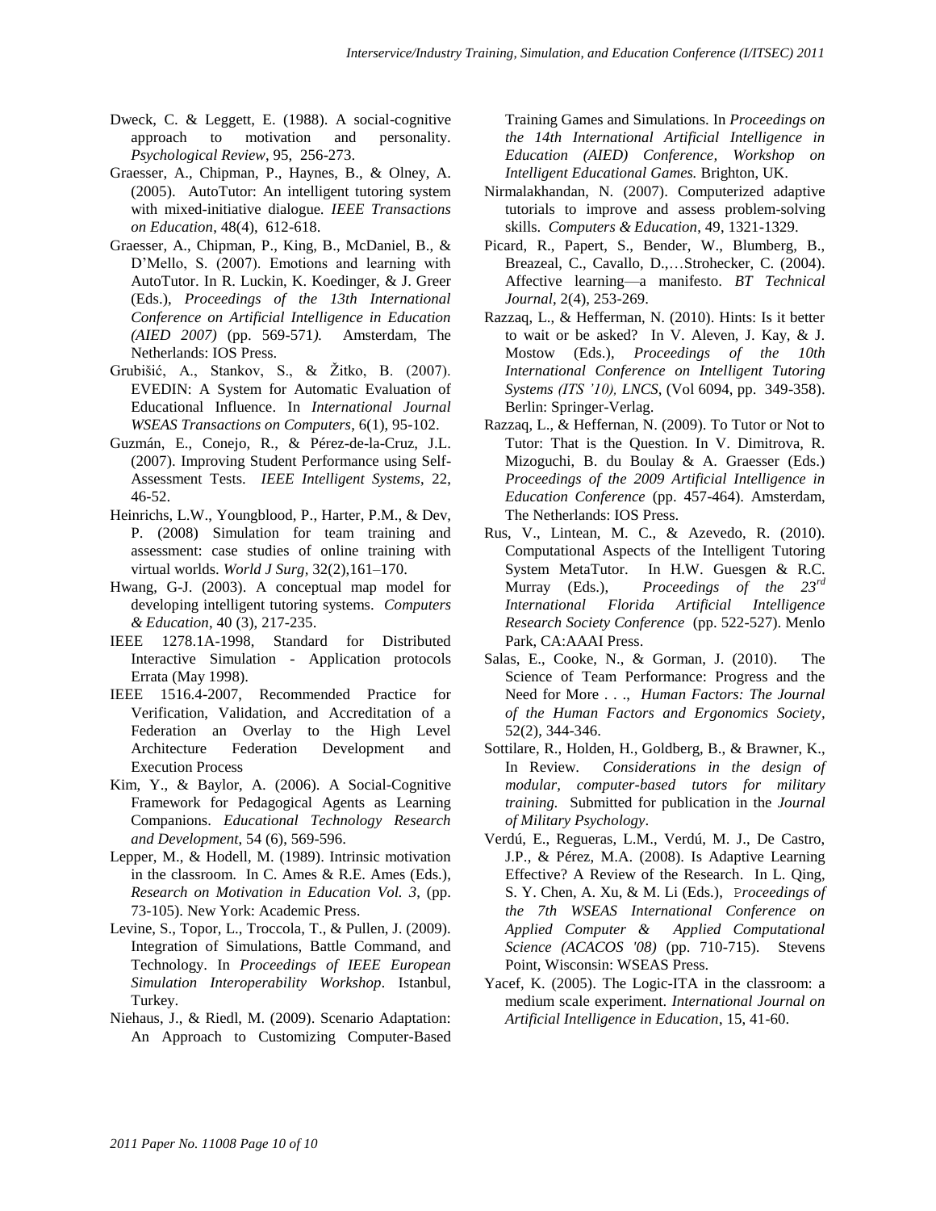Dweck, C. & Leggett, E. (1988). A social-cognitive approach to motivation and personality. *Psychological Review*, 95, 256-273.

Graesser, A., Chipman, P., Haynes, B., & Olney, A. (2005). AutoTutor: An intelligent tutoring system with mixed-initiative dialogue. *IEEE Transactions on Education*, 48(4), 612-618.

Graesser, A., Chipman, P., King, B., McDaniel, B., & D'Mello, S. (2007). Emotions and learning with AutoTutor. In R. Luckin, K. Koedinger, & J. Greer (Eds.), *Proceedings of the 13th International Conference on Artificial Intelligence in Education (AIED 2007)* (pp. 569-571*)*. Amsterdam, The Netherlands: IOS Press.

Grubišić, A., Stankov, S., & Žitko, B. (2007). EVEDIN: A System for Automatic Evaluation of Educational Influence. In *International Journal WSEAS Transactions on Computers*, 6(1), 95-102.

Guzmán, E., Conejo, R., & Pérez-de-la-Cruz, J.L. (2007). Improving Student Performance using Self-Assessment Tests. *IEEE Intelligent Systems*, 22, 46-52.

Heinrichs, L.W., Youngblood, P., Harter, P.M., & Dev, P. (2008) Simulation for team training and assessment: case studies of online training with virtual worlds. *World J Surg*, 32(2),161–170.

Hwang, G-J. (2003). A conceptual map model for developing intelligent tutoring systems. *Computers & Education*, 40 (3), 217-235.

IEEE 1278.1A-1998, Standard for Distributed Interactive Simulation - Application protocols Errata (May 1998).

IEEE 1516.4-2007, Recommended Practice for Verification, Validation, and Accreditation of a Federation an Overlay to the High Level Architecture Federation Development and Execution Process

Kim, Y., & Baylor, A. (2006). A Social-Cognitive Framework for Pedagogical Agents as Learning Companions. *Educational Technology Research and Development*, 54 (6), 569-596.

Lepper, M., & Hodell, M. (1989). Intrinsic motivation in the classroom. In C. Ames & R.E. Ames (Eds.), *Research on Motivation in Education Vol. 3*, (pp. 73-105). New York: Academic Press.

Levine, S., Topor, L., Troccola, T., & Pullen, J. (2009). Integration of Simulations, Battle Command, and Technology. In *Proceedings of IEEE European Simulation Interoperability Workshop*. Istanbul, Turkey.

Niehaus, J., & Riedl, M. (2009). Scenario Adaptation: An Approach to Customizing Computer-Based Training Games and Simulations. In *Proceedings on the 14th International Artificial Intelligence in Education (AIED) Conference, Workshop on Intelligent Educational Games.* Brighton, UK.

Nirmalakhandan, N. (2007). Computerized adaptive tutorials to improve and assess problem-solving skills. *Computers & Education*, 49, 1321-1329.

Picard, R., Papert, S., Bender, W., Blumberg, B., Breazeal, C., Cavallo, D.,…Strohecker, C. (2004). Affective learning—a manifesto. *BT Technical Journal*, 2(4), 253-269.

Razzaq, L., & Hefferman, N. (2010). Hints: Is it better to wait or be asked? In V. Aleven, J. Kay, & J. Mostow (Eds.), *Proceedings of the 10th International Conference on Intelligent Tutoring Systems (ITS '10), LNCS*, (Vol 6094, pp. 349-358). Berlin: Springer-Verlag.

Razzaq, L., & Heffernan, N. (2009). To Tutor or Not to Tutor: That is the Question. In V. Dimitrova, R. Mizoguchi, B. du Boulay & A. Graesser (Eds.) *Proceedings of the 2009 Artificial Intelligence in Education Conference* (pp. 457-464). Amsterdam, The Netherlands: IOS Press.

Rus, V., Lintean, M. C., & Azevedo, R. (2010). Computational Aspects of the Intelligent Tutoring System MetaTutor. In H.W. Guesgen & R.C. Murray (Eds.), *Proceedings of the 23rd International Florida Artificial Intelligence Research Society Conference* (pp. 522-527). Menlo Park, CA:AAAI Press.

Salas, E., Cooke, N., & Gorman, J. (2010). The Science of Team Performance: Progress and the Need for More . . ., *Human Factors: The Journal of the Human Factors and Ergonomics Society*, 52(2), 344-346.

Sottilare, R., Holden, H., Goldberg, B., & Brawner, K., In Review. *Considerations in the design of modular, computer-based tutors for military training.* Submitted for publication in the *Journal of Military Psychology*.

Verdú, E., Regueras, L.M., Verdú, M. J., De Castro, J.P., & Pérez, M.A. (2008). Is Adaptive Learning Effective? A Review of the Research. In L. Qing, S. Y. Chen, A. Xu, & M. Li (Eds.), *Proceedings of the 7th WSEAS International Conference on Applied Computer & Applied Computational Science (ACACOS '08)* (pp. 710-715). Stevens Point, Wisconsin: WSEAS Press.

Yacef, K. (2005). The Logic-ITA in the classroom: a medium scale experiment. *International Journal on Artificial Intelligence in Education*, 15, 41-60.